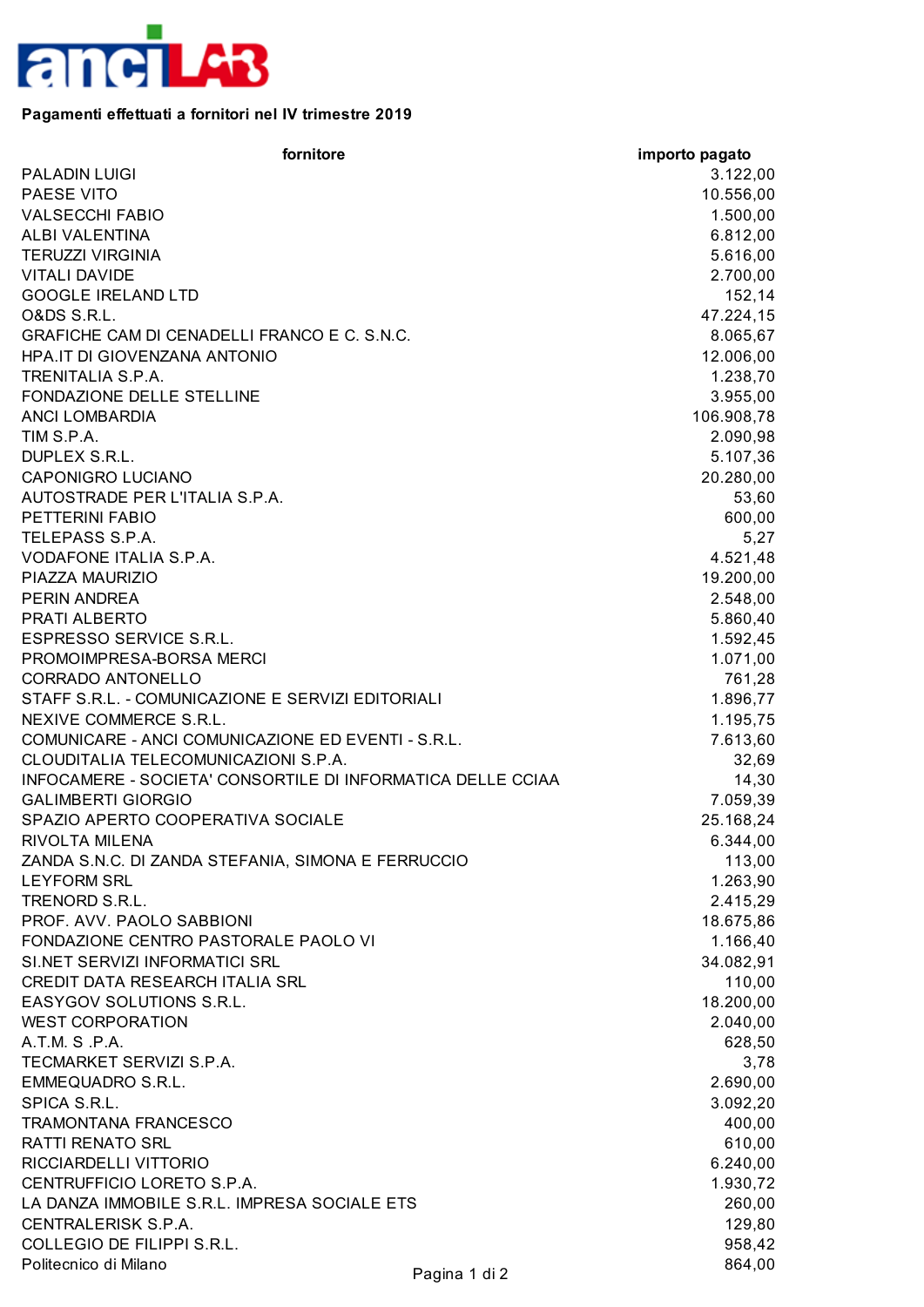**Pagamenti effettuati a fornitori nel IV trimestre 2019**

| fornitore | importo pagato |
|---|---:|
| PALADIN LUIGI | 3.122,00 |
| PAESE VITO | 10.556,00 |
| VALSECCHI FABIO | 1.500,00 |
| ALBI VALENTINA | 6.812,00 |
| TERUZZI VIRGINIA | 5.616,00 |
| VITALI DAVIDE | 2.700,00 |
| GOOGLE IRELAND LTD | 152,14 |
| O&DS S.R.L. | 47.224,15 |
| GRAFICHE CAM DI CENADELLI FRANCO E C. S.N.C. | 8.065,67 |
| HPA.IT DI GIOVENZANA ANTONIO | 12.006,00 |
| TRENITALIA S.P.A. | 1.238,70 |
| FONDAZIONE DELLE STELLINE | 3.955,00 |
| ANCI LOMBARDIA | 106.908,78 |
| TIM S.P.A. | 2.090,98 |
| DUPLEX S.R.L. | 5.107,36 |
| CAPONIGRO LUCIANO | 20.280,00 |
| AUTOSTRADE PER L'ITALIA S.P.A. | 53,60 |
| PETTERINI FABIO | 600,00 |
| TELEPASS S.P.A. | 5,27 |
| VODAFONE ITALIA S.P.A. | 4.521,48 |
| PIAZZA MAURIZIO | 19.200,00 |
| PERIN ANDREA | 2.548,00 |
| PRATI ALBERTO | 5.860,40 |
| ESPRESSO SERVICE S.R.L. | 1.592,45 |
| PROMOIMPRESA-BORSA MERCI | 1.071,00 |
| CORRADO ANTONELLO | 761,28 |
| STAFF S.R.L. - COMUNICAZIONE E SERVIZI EDITORIALI | 1.896,77 |
| NEXIVE COMMERCE S.R.L. | 1.195,75 |
| COMUNICARE - ANCI COMUNICAZIONE ED EVENTI - S.R.L. | 7.613,60 |
| CLOUDITALIA TELECOMUNICAZIONI S.P.A. | 32,69 |
| INFOCAMERE - SOCIETA' CONSORTILE DI INFORMATICA DELLE CCIAA | 14,30 |
| GALIMBERTI GIORGIO | 7.059,39 |
| SPAZIO APERTO COOPERATIVA SOCIALE | 25.168,24 |
| RIVOLTA MILENA | 6.344,00 |
| ZANDA S.N.C. DI ZANDA STEFANIA, SIMONA E FERRUCCIO | 113,00 |
| LEYFORM SRL | 1.263,90 |
| TRENORD S.R.L. | 2.415,29 |
| PROF. AVV. PAOLO SABBIONI | 18.675,86 |
| FONDAZIONE CENTRO PASTORALE PAOLO VI | 1.166,40 |
| SI.NET SERVIZI INFORMATICI SRL | 34.082,91 |
| CREDIT DATA RESEARCH ITALIA SRL | 110,00 |
| EASYGOV SOLUTIONS S.R.L. | 18.200,00 |
| WEST CORPORATION | 2.040,00 |
| A.T.M. S .P.A. | 628,50 |
| TECMARKET SERVIZI S.P.A. | 3,78 |
| EMMEQUADRO S.R.L. | 2.690,00 |
| SPICA S.R.L. | 3.092,20 |
| TRAMONTANA FRANCESCO | 400,00 |
| RATTI RENATO SRL | 610,00 |
| RICCIARDELLI VITTORIO | 6.240,00 |
| CENTRUFFICIO LORETO S.P.A. | 1.930,72 |
| LA DANZA IMMOBILE S.R.L. IMPRESA SOCIALE ETS | 260,00 |
| CENTRALERISK S.P.A. | 129,80 |
| COLLEGIO DE FILIPPI S.R.L. | 958,42 |
| Politecnico di Milano | 864,00 |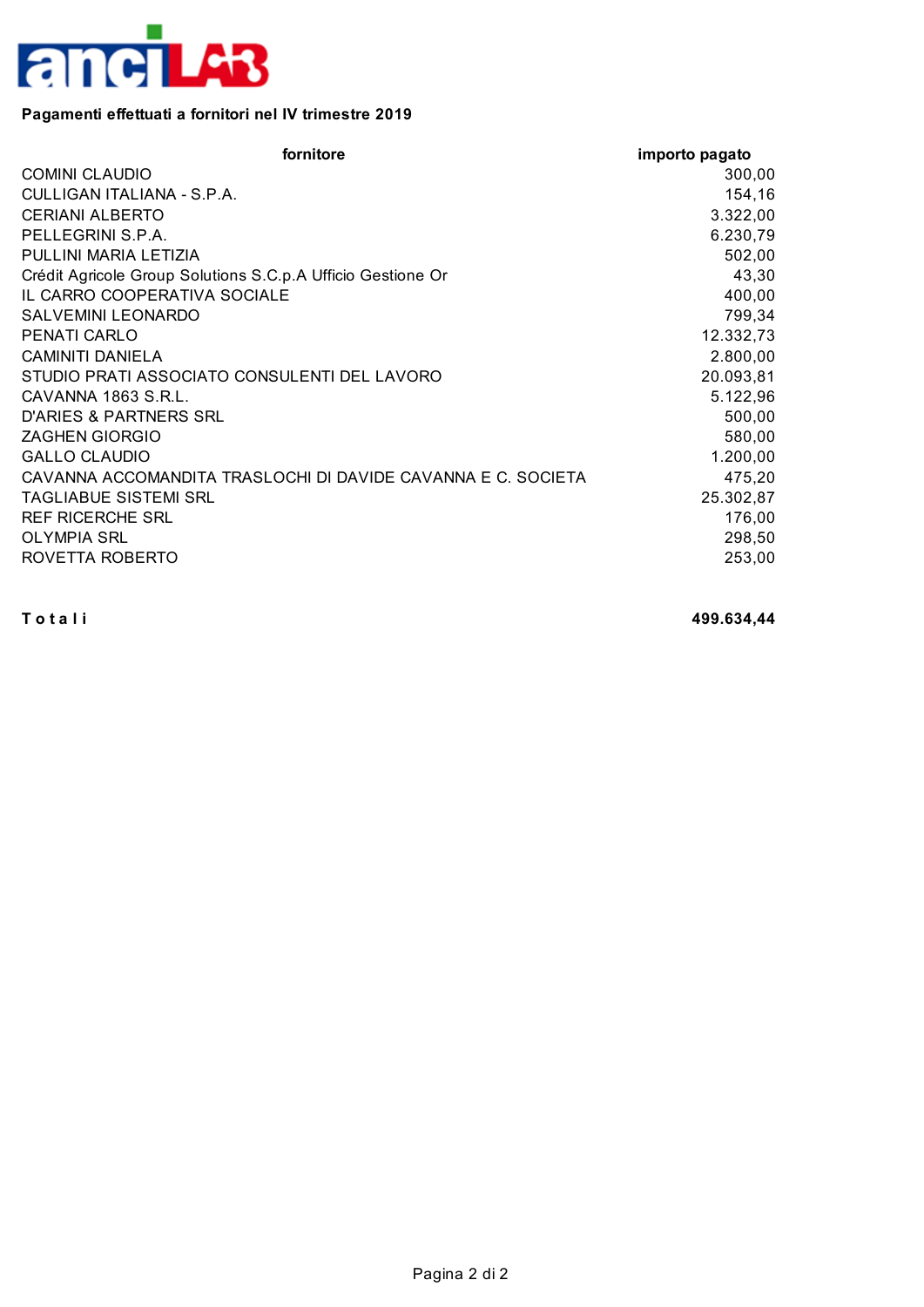**Pagamenti effettuati a fornitori nel IV trimestre 2019**

| fornitore | importo pagato |
|---|---|
| COMINI CLAUDIO | 300,00 |
| CULLIGAN ITALIANA - S.P.A. | 154,16 |
| CERIANI ALBERTO | 3.322,00 |
| PELLEGRINI S.P.A. | 6.230,79 |
| PULLINI MARIA LETIZIA | 502,00 |
| Crédit Agricole Group Solutions S.C.p.A Ufficio Gestione Or | 43,30 |
| IL CARRO COOPERATIVA SOCIALE | 400,00 |
| SALVEMINI LEONARDO | 799,34 |
| PENATI CARLO | 12.332,73 |
| CAMINITI DANIELA | 2.800,00 |
| STUDIO PRATI ASSOCIATO CONSULENTI DEL LAVORO | 20.093,81 |
| CAVANNA 1863 S.R.L. | 5.122,96 |
| D'ARIES & PARTNERS SRL | 500,00 |
| ZAGHEN GIORGIO | 580,00 |
| GALLO CLAUDIO | 1.200,00 |
| CAVANNA ACCOMANDITA TRASLOCHI DI DAVIDE CAVANNA E C. SOCIETA | 475,20 |
| TAGLIABUE SISTEMI SRL | 25.302,87 |
| REF RICERCHE SRL | 176,00 |
| OLYMPIA SRL | 298,50 |
| ROVETTA ROBERTO | 253,00 |
| **T o t a l i** | **499.634,44** |